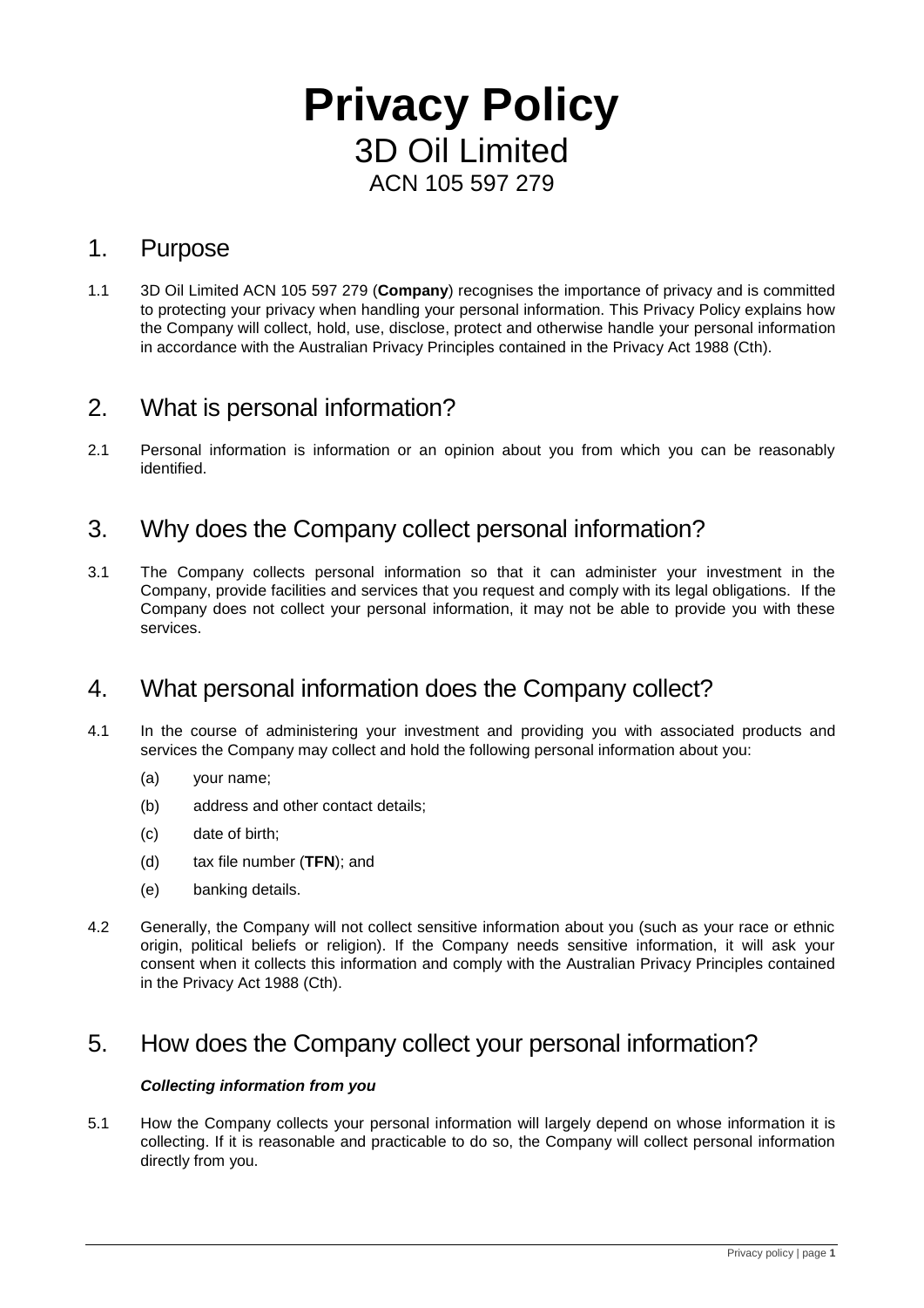# Privacy Policy

3D Oil Limited

ACN 105 597 279

## 1. Purpose

1.1 3D Oil Limited ACN 105 597 279 (**Company**) recognises the importance of privacy and is committed to protecting your privacy when handling your personal information. This Privacy Policy explains how the Company will collect, hold, use, disclose, protect and otherwise handle your personal information in accordance with the Australian Privacy Principles contained in the Privacy Act 1988 (Cth).

## 2. What is personal information?

2.1 Personal information is information or an opinion about you from which you can be reasonably identified.

## 3. Why does the Company collect personal information?

3.1 The Company collects personal information so that it can administer your investment in the Company, provide facilities and services that you request and comply with its legal obligations. If the Company does not collect your personal information, it may not be able to provide you with these services.

## 4. What personal information does the Company collect?

4.1 In the course of administering your investment and providing you with associated products and services the Company may collect and hold the following personal information about you:

(a) your name;

(b) address and other contact details;

(c) date of birth;

(d) tax file number (**TFN**); and

(e) banking details.

4.2 Generally, the Company will not collect sensitive information about you (such as your race or ethnic origin, political beliefs or religion). If the Company needs sensitive information, it will ask your consent when it collects this information and comply with the Australian Privacy Principles contained in the Privacy Act 1988 (Cth).

## 5. How does the Company collect your personal information?

***Collecting information from you***

5.1 How the Company collects your personal information will largely depend on whose information it is collecting. If it is reasonable and practicable to do so, the Company will collect personal information directly from you.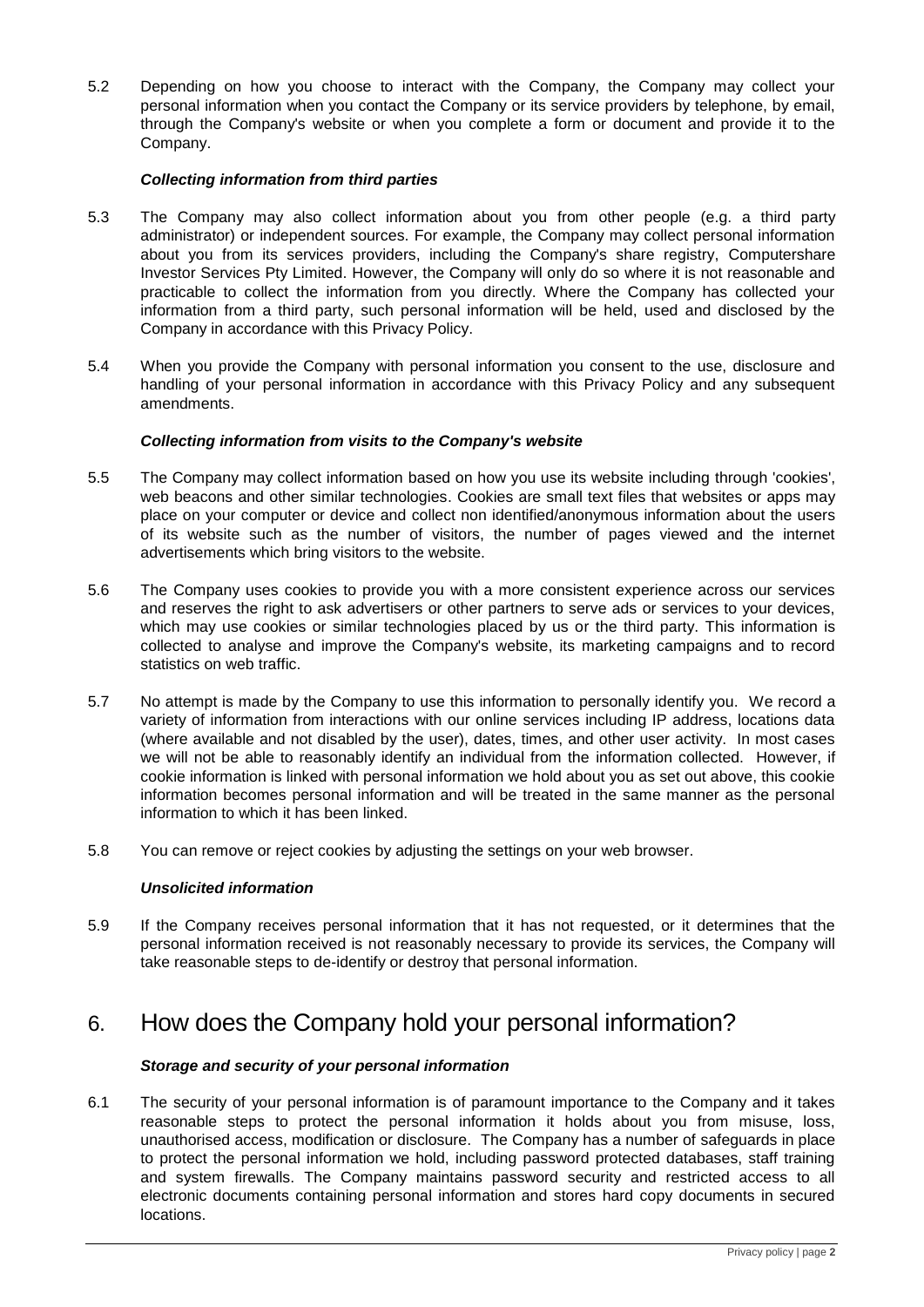5.2 Depending on how you choose to interact with the Company, the Company may collect your personal information when you contact the Company or its service providers by telephone, by email, through the Company's website or when you complete a form or document and provide it to the Company.

***Collecting information from third parties***

5.3 The Company may also collect information about you from other people (e.g. a third party administrator) or independent sources. For example, the Company may collect personal information about you from its services providers, including the Company's share registry, Computershare Investor Services Pty Limited. However, the Company will only do so where it is not reasonable and practicable to collect the information from you directly. Where the Company has collected your information from a third party, such personal information will be held, used and disclosed by the Company in accordance with this Privacy Policy.

5.4 When you provide the Company with personal information you consent to the use, disclosure and handling of your personal information in accordance with this Privacy Policy and any subsequent amendments.

***Collecting information from visits to the Company's website***

5.5 The Company may collect information based on how you use its website including through 'cookies', web beacons and other similar technologies. Cookies are small text files that websites or apps may place on your computer or device and collect non identified/anonymous information about the users of its website such as the number of visitors, the number of pages viewed and the internet advertisements which bring visitors to the website.

5.6 The Company uses cookies to provide you with a more consistent experience across our services and reserves the right to ask advertisers or other partners to serve ads or services to your devices, which may use cookies or similar technologies placed by us or the third party. This information is collected to analyse and improve the Company's website, its marketing campaigns and to record statistics on web traffic.

5.7 No attempt is made by the Company to use this information to personally identify you. We record a variety of information from interactions with our online services including IP address, locations data (where available and not disabled by the user), dates, times, and other user activity. In most cases we will not be able to reasonably identify an individual from the information collected. However, if cookie information is linked with personal information we hold about you as set out above, this cookie information becomes personal information and will be treated in the same manner as the personal information to which it has been linked.

5.8 You can remove or reject cookies by adjusting the settings on your web browser.

***Unsolicited information***

5.9 If the Company receives personal information that it has not requested, or it determines that the personal information received is not reasonably necessary to provide its services, the Company will take reasonable steps to de-identify or destroy that personal information.

# 6. How does the Company hold your personal information?

***Storage and security of your personal information***

6.1 The security of your personal information is of paramount importance to the Company and it takes reasonable steps to protect the personal information it holds about you from misuse, loss, unauthorised access, modification or disclosure. The Company has a number of safeguards in place to protect the personal information we hold, including password protected databases, staff training and system firewalls. The Company maintains password security and restricted access to all electronic documents containing personal information and stores hard copy documents in secured locations.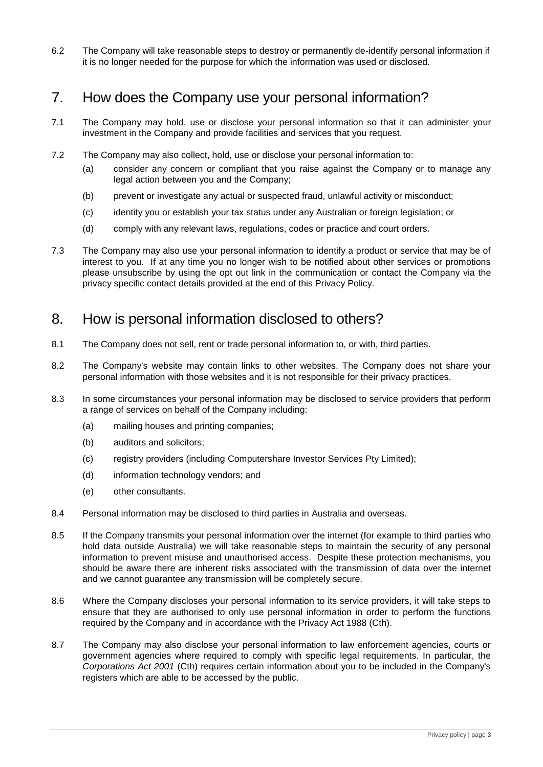6.2 The Company will take reasonable steps to destroy or permanently de-identify personal information if it is no longer needed for the purpose for which the information was used or disclosed.

## 7. How does the Company use your personal information?

7.1 The Company may hold, use or disclose your personal information so that it can administer your investment in the Company and provide facilities and services that you request.

7.2 The Company may also collect, hold, use or disclose your personal information to:

(a) consider any concern or compliant that you raise against the Company or to manage any legal action between you and the Company;

(b) prevent or investigate any actual or suspected fraud, unlawful activity or misconduct;

(c) identity you or establish your tax status under any Australian or foreign legislation; or

(d) comply with any relevant laws, regulations, codes or practice and court orders.

7.3 The Company may also use your personal information to identify a product or service that may be of interest to you. If at any time you no longer wish to be notified about other services or promotions please unsubscribe by using the opt out link in the communication or contact the Company via the privacy specific contact details provided at the end of this Privacy Policy.

## 8. How is personal information disclosed to others?

8.1 The Company does not sell, rent or trade personal information to, or with, third parties.

8.2 The Company's website may contain links to other websites. The Company does not share your personal information with those websites and it is not responsible for their privacy practices.

8.3 In some circumstances your personal information may be disclosed to service providers that perform a range of services on behalf of the Company including:

(a) mailing houses and printing companies;

(b) auditors and solicitors;

(c) registry providers (including Computershare Investor Services Pty Limited);

(d) information technology vendors; and

(e) other consultants.

8.4 Personal information may be disclosed to third parties in Australia and overseas.

8.5 If the Company transmits your personal information over the internet (for example to third parties who hold data outside Australia) we will take reasonable steps to maintain the security of any personal information to prevent misuse and unauthorised access. Despite these protection mechanisms, you should be aware there are inherent risks associated with the transmission of data over the internet and we cannot guarantee any transmission will be completely secure.

8.6 Where the Company discloses your personal information to its service providers, it will take steps to ensure that they are authorised to only use personal information in order to perform the functions required by the Company and in accordance with the Privacy Act 1988 (Cth).

8.7 The Company may also disclose your personal information to law enforcement agencies, courts or government agencies where required to comply with specific legal requirements. In particular, the *Corporations Act 2001* (Cth) requires certain information about you to be included in the Company's registers which are able to be accessed by the public.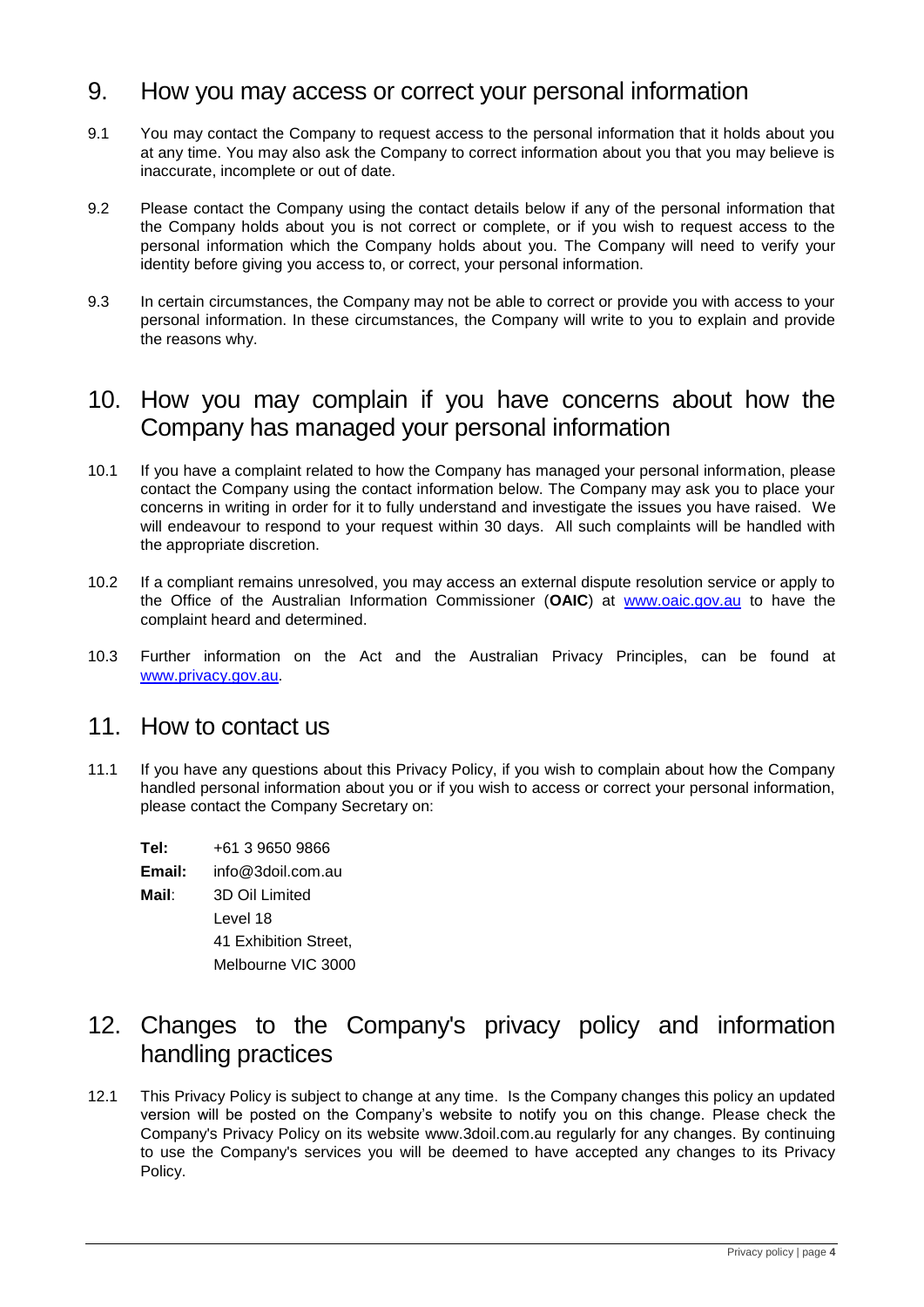## 9. How you may access or correct your personal information

9.1 You may contact the Company to request access to the personal information that it holds about you at any time. You may also ask the Company to correct information about you that you may believe is inaccurate, incomplete or out of date.

9.2 Please contact the Company using the contact details below if any of the personal information that the Company holds about you is not correct or complete, or if you wish to request access to the personal information which the Company holds about you. The Company will need to verify your identity before giving you access to, or correct, your personal information.

9.3 In certain circumstances, the Company may not be able to correct or provide you with access to your personal information. In these circumstances, the Company will write to you to explain and provide the reasons why.

## 10. How you may complain if you have concerns about how the Company has managed your personal information

10.1 If you have a complaint related to how the Company has managed your personal information, please contact the Company using the contact information below. The Company may ask you to place your concerns in writing in order for it to fully understand and investigate the issues you have raised. We will endeavour to respond to your request within 30 days. All such complaints will be handled with the appropriate discretion.

10.2 If a compliant remains unresolved, you may access an external dispute resolution service or apply to the Office of the Australian Information Commissioner (**OAIC**) at [www.oaic.gov.au](http://www.oaic.gov.au) to have the complaint heard and determined.

10.3 Further information on the Act and the Australian Privacy Principles, can be found at [www.privacy.gov.au](http://www.privacy.gov.au).

## 11. How to contact us

11.1 If you have any questions about this Privacy Policy, if you wish to complain about how the Company handled personal information about you or if you wish to access or correct your personal information, please contact the Company Secretary on:

**Tel:** +61 3 9650 9866

**Email:** info@3doil.com.au

**Mail**: 3D Oil Limited
Level 18
41 Exhibition Street,
Melbourne VIC 3000

## 12. Changes to the Company's privacy policy and information handling practices

12.1 This Privacy Policy is subject to change at any time. Is the Company changes this policy an updated version will be posted on the Company's website to notify you on this change. Please check the Company's Privacy Policy on its website www.3doil.com.au regularly for any changes. By continuing to use the Company's services you will be deemed to have accepted any changes to its Privacy Policy.